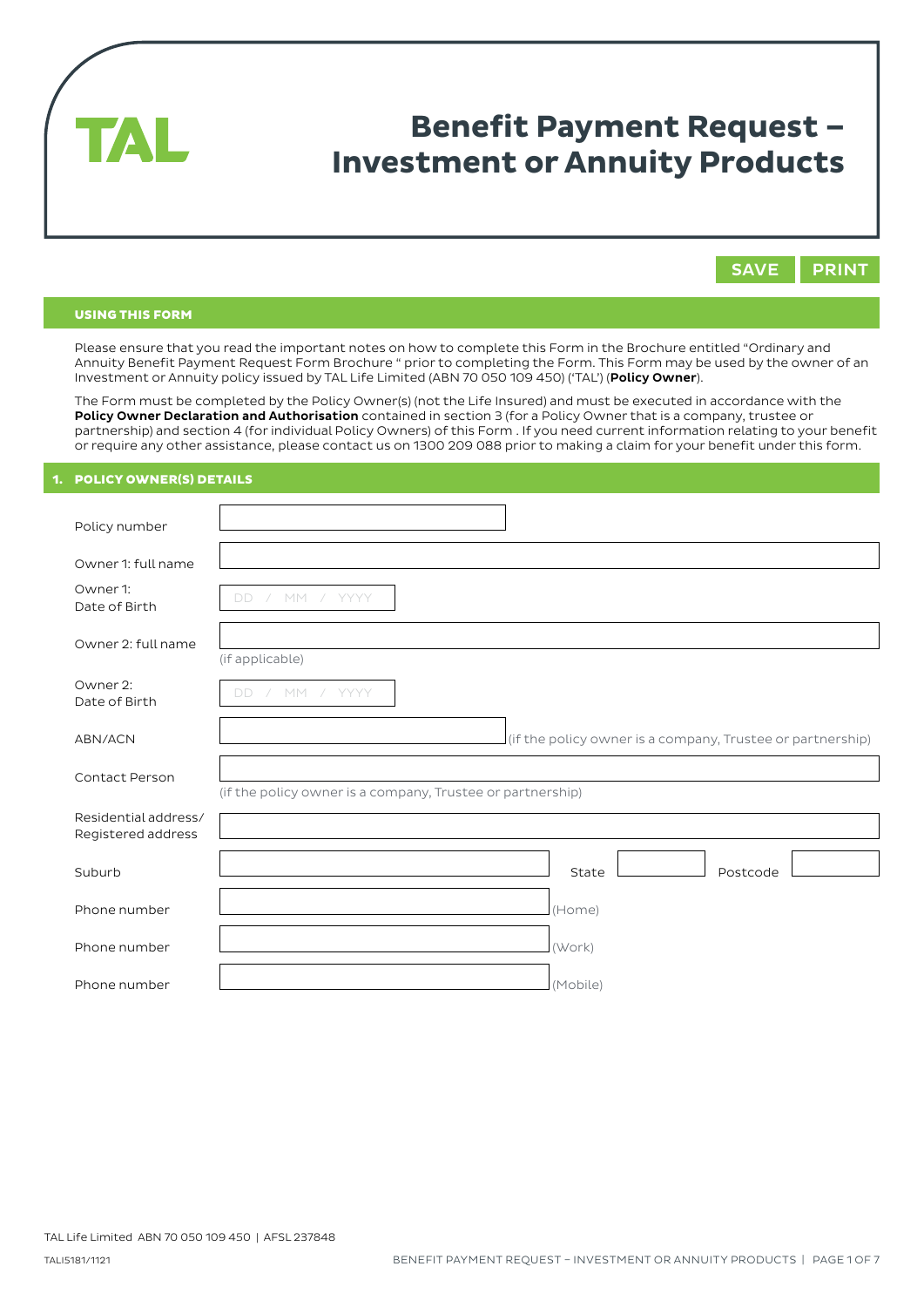# Benefit Payment Request – Investment or Annuity Products

SAVE PRINT

## USING THIS FORM

Please ensure that you read the important notes on how to complete this Form in the Brochure entitled "Ordinary and Annuity Benefit Payment Request Form Brochure " prior to completing the Form. This Form may be used by the owner of an Investment or Annuity policy issued by TAL Life Limited (ABN 70 050 109 450) ('TAL') (**Policy Owner**).

The Form must be completed by the Policy Owner(s) (not the Life Insured) and must be executed in accordance with the **Policy Owner Declaration and Authorisation** contained in section 3 (for a Policy Owner that is a company, trustee or partnership) and section 4 (for individual Policy Owners) of this Form . If you need current information relating to your benefit or require any other assistance, please contact us on 1300 209 088 prior to making a claim for your benefit under this form.

## 1. POLICY OWNER(S) DETAILS

| | |
|---|---|
| Policy number | |
| Owner 1: full name | |
| Owner 1: Date of Birth | DD / MM / YYYY |
| Owner 2: full name | (if applicable) |
| Owner 2: Date of Birth | DD / MM / YYYY |
| ABN/ACN | (if the policy owner is a company, Trustee or partnership) |
| Contact Person | (if the policy owner is a company, Trustee or partnership) |
| Residential address/ Registered address | |
| Suburb | State Postcode |
| Phone number | (Home) |
| Phone number | (Work) |
| Phone number | (Mobile) |

TAL Life Limited ABN 70 050 109 450 | AFSL 237848

TALI5181/1121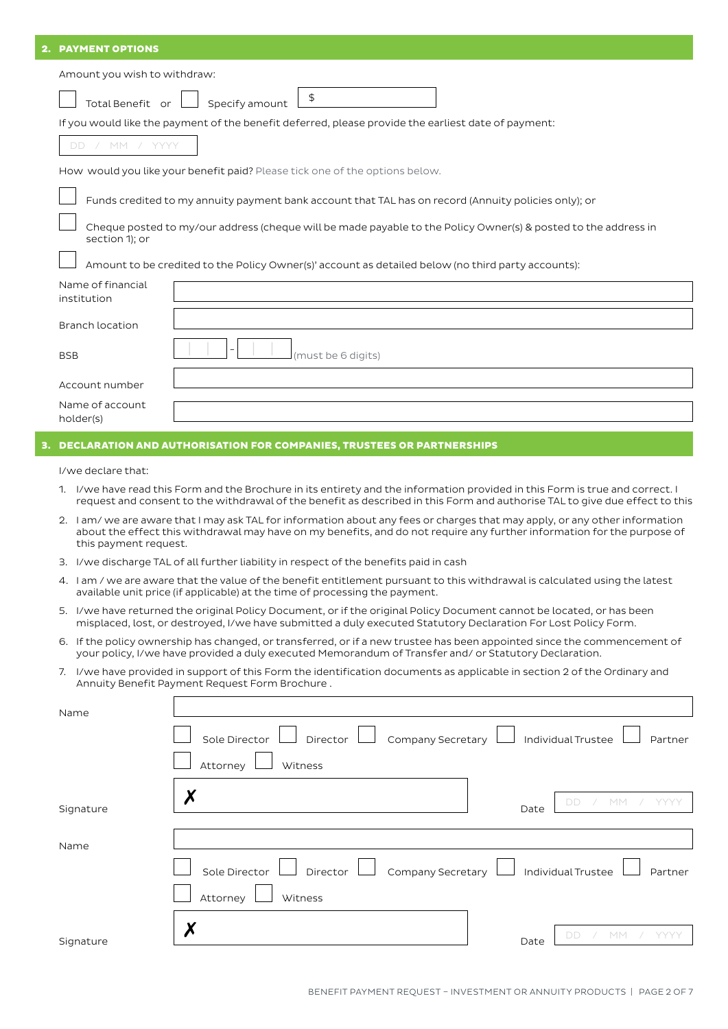## 2. PAYMENT OPTIONS

Amount you wish to withdraw:

☐ Total Benefit or ☐ Specify amount $

If you would like the payment of the benefit deferred, please provide the earliest date of payment:

DD / MM / YYYY

How would you like your benefit paid? Please tick one of the options below.

☐ Funds credited to my annuity payment bank account that TAL has on record (Annuity policies only); or

☐ Cheque posted to my/our address (cheque will be made payable to the Policy Owner(s) & posted to the address in section 1); or

☐ Amount to be credited to the Policy Owner(s)' account as detailed below (no third party accounts):

| | |
|---|---|
| Name of financial institution | |
| Branch location | |
| BSB | - (must be 6 digits) |
| Account number | |
| Name of account holder(s) | |

## 3. DECLARATION AND AUTHORISATION FOR COMPANIES, TRUSTEES OR PARTNERSHIPS

I/we declare that:

1. I/we have read this Form and the Brochure in its entirety and the information provided in this Form is true and correct. I request and consent to the withdrawal of the benefit as described in this Form and authorise TAL to give due effect to this
2. I am/ we are aware that I may ask TAL for information about any fees or charges that may apply, or any other information about the effect this withdrawal may have on my benefits, and do not require any further information for the purpose of this payment request.
3. I/we discharge TAL of all further liability in respect of the benefits paid in cash
4. I am / we are aware that the value of the benefit entitlement pursuant to this withdrawal is calculated using the latest available unit price (if applicable) at the time of processing the payment.
5. I/we have returned the original Policy Document, or if the original Policy Document cannot be located, or has been misplaced, lost, or destroyed, I/we have submitted a duly executed Statutory Declaration For Lost Policy Form.
6. If the policy ownership has changed, or transferred, or if a new trustee has been appointed since the commencement of your policy, I/we have provided a duly executed Memorandum of Transfer and/ or Statutory Declaration.
7. I/we have provided in support of this Form the identification documents as applicable in section 2 of the Ordinary and Annuity Benefit Payment Request Form Brochure .

Name

☐ Sole Director ☐ Director ☐ Company Secretary ☐ Individual Trustee ☐ Partner ☐ Attorney ☐ Witness

Signature ✗ Date DD / MM / YYYY

Name

☐ Sole Director ☐ Director ☐ Company Secretary ☐ Individual Trustee ☐ Partner ☐ Attorney ☐ Witness

Signature ✗ Date DD / MM / YYYY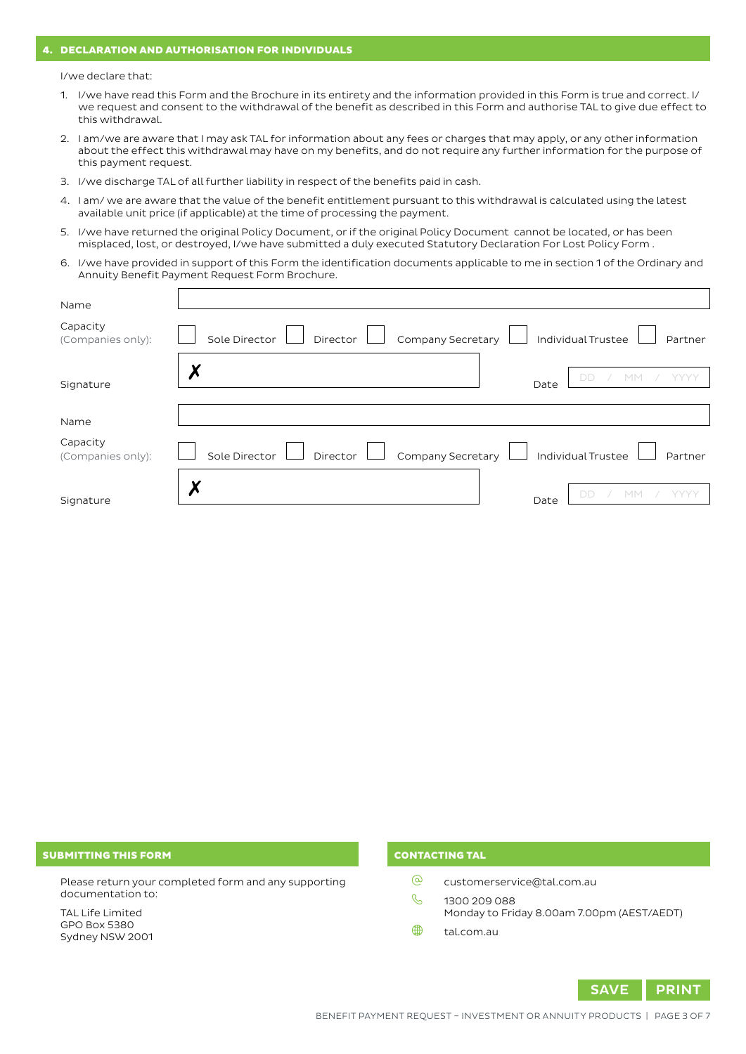## 4. DECLARATION AND AUTHORISATION FOR INDIVIDUALS

I/we declare that:

1. I/we have read this Form and the Brochure in its entirety and the information provided in this Form is true and correct. I/we request and consent to the withdrawal of the benefit as described in this Form and authorise TAL to give due effect to this withdrawal.
2. I am/we are aware that I may ask TAL for information about any fees or charges that may apply, or any other information about the effect this withdrawal may have on my benefits, and do not require any further information for the purpose of this payment request.
3. I/we discharge TAL of all further liability in respect of the benefits paid in cash.
4. I am/ we are aware that the value of the benefit entitlement pursuant to this withdrawal is calculated using the latest available unit price (if applicable) at the time of processing the payment.
5. I/we have returned the original Policy Document, or if the original Policy Document cannot be located, or has been misplaced, lost, or destroyed, I/we have submitted a duly executed Statutory Declaration For Lost Policy Form .
6. I/we have provided in support of this Form the identification documents applicable to me in section 1 of the Ordinary and Annuity Benefit Payment Request Form Brochure.

Name

Capacity (Companies only): ☐ Sole Director ☐ Director ☐ Company Secretary ☐ Individual Trustee ☐ Partner

Signature ✗ Date DD / MM / YYYY

Name

Capacity (Companies only): ☐ Sole Director ☐ Director ☐ Company Secretary ☐ Individual Trustee ☐ Partner

Signature ✗ Date DD / MM / YYYY

### SUBMITTING THIS FORM

Please return your completed form and any supporting documentation to:

TAL Life Limited
GPO Box 5380
Sydney NSW 2001

### CONTACTING TAL

customerservice@tal.com.au

1300 209 088
Monday to Friday 8.00am 7.00pm (AEST/AEDT)

tal.com.au

SAVE PRINT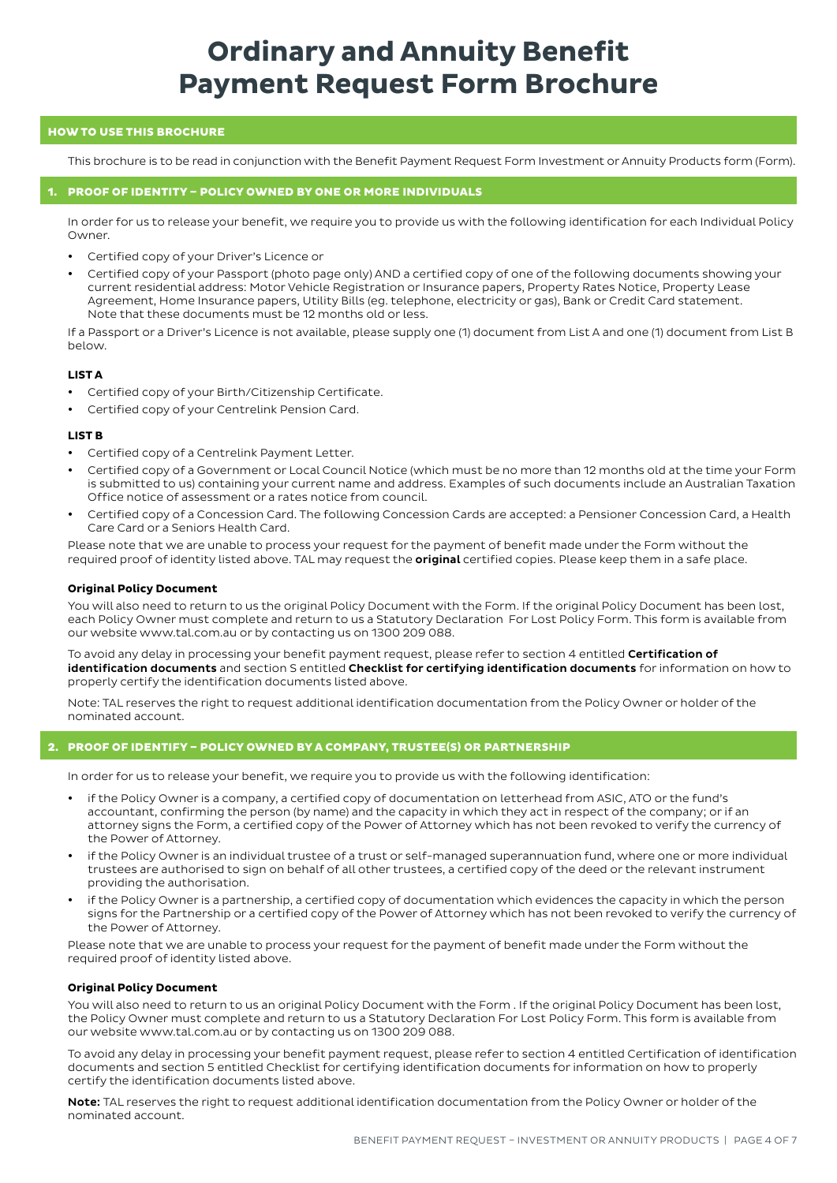# Ordinary and Annuity Benefit Payment Request Form Brochure

## HOW TO USE THIS BROCHURE

This brochure is to be read in conjunction with the Benefit Payment Request Form Investment or Annuity Products form (Form).

## 1. PROOF OF IDENTITY – POLICY OWNED BY ONE OR MORE INDIVIDUALS

In order for us to release your benefit, we require you to provide us with the following identification for each Individual Policy Owner.

- Certified copy of your Driver's Licence or
- Certified copy of your Passport (photo page only) AND a certified copy of one of the following documents showing your current residential address: Motor Vehicle Registration or Insurance papers, Property Rates Notice, Property Lease Agreement, Home Insurance papers, Utility Bills (eg. telephone, electricity or gas), Bank or Credit Card statement. Note that these documents must be 12 months old or less.

If a Passport or a Driver's Licence is not available, please supply one (1) document from List A and one (1) document from List B below.

**LIST A**

- Certified copy of your Birth/Citizenship Certificate.
- Certified copy of your Centrelink Pension Card.

**LIST B**

- Certified copy of a Centrelink Payment Letter.
- Certified copy of a Government or Local Council Notice (which must be no more than 12 months old at the time your Form is submitted to us) containing your current name and address. Examples of such documents include an Australian Taxation Office notice of assessment or a rates notice from council.
- Certified copy of a Concession Card. The following Concession Cards are accepted: a Pensioner Concession Card, a Health Care Card or a Seniors Health Card.

Please note that we are unable to process your request for the payment of benefit made under the Form without the required proof of identity listed above. TAL may request the **original** certified copies. Please keep them in a safe place.

**Original Policy Document**

You will also need to return to us the original Policy Document with the Form. If the original Policy Document has been lost, each Policy Owner must complete and return to us a Statutory Declaration For Lost Policy Form. This form is available from our website www.tal.com.au or by contacting us on 1300 209 088.

To avoid any delay in processing your benefit payment request, please refer to section 4 entitled **Certification of identification documents** and section S entitled **Checklist for certifying identification documents** for information on how to properly certify the identification documents listed above.

Note: TAL reserves the right to request additional identification documentation from the Policy Owner or holder of the nominated account.

## 2. PROOF OF IDENTIFY – POLICY OWNED BY A COMPANY, TRUSTEE(S) OR PARTNERSHIP

In order for us to release your benefit, we require you to provide us with the following identification:

- if the Policy Owner is a company, a certified copy of documentation on letterhead from ASIC, ATO or the fund's accountant, confirming the person (by name) and the capacity in which they act in respect of the company; or if an attorney signs the Form, a certified copy of the Power of Attorney which has not been revoked to verify the currency of the Power of Attorney.
- if the Policy Owner is an individual trustee of a trust or self-managed superannuation fund, where one or more individual trustees are authorised to sign on behalf of all other trustees, a certified copy of the deed or the relevant instrument providing the authorisation.
- if the Policy Owner is a partnership, a certified copy of documentation which evidences the capacity in which the person signs for the Partnership or a certified copy of the Power of Attorney which has not been revoked to verify the currency of the Power of Attorney.

Please note that we are unable to process your request for the payment of benefit made under the Form without the required proof of identity listed above.

**Original Policy Document**

You will also need to return to us an original Policy Document with the Form . If the original Policy Document has been lost, the Policy Owner must complete and return to us a Statutory Declaration For Lost Policy Form. This form is available from our website www.tal.com.au or by contacting us on 1300 209 088.

To avoid any delay in processing your benefit payment request, please refer to section 4 entitled Certification of identification documents and section 5 entitled Checklist for certifying identification documents for information on how to properly certify the identification documents listed above.

**Note:** TAL reserves the right to request additional identification documentation from the Policy Owner or holder of the nominated account.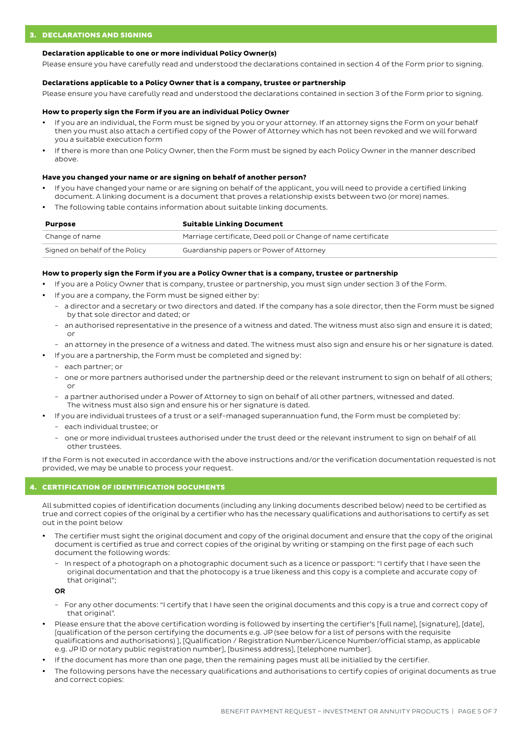## 3. DECLARATIONS AND SIGNING

**Declaration applicable to one or more individual Policy Owner(s)**

Please ensure you have carefully read and understood the declarations contained in section 4 of the Form prior to signing.

**Declarations applicable to a Policy Owner that is a company, trustee or partnership**

Please ensure you have carefully read and understood the declarations contained in section 3 of the Form prior to signing.

**How to properly sign the Form if you are an individual Policy Owner**

- If you are an individual, the Form must be signed by you or your attorney. If an attorney signs the Form on your behalf then you must also attach a certified copy of the Power of Attorney which has not been revoked and we will forward you a suitable execution form
- If there is more than one Policy Owner, then the Form must be signed by each Policy Owner in the manner described above.

**Have you changed your name or are signing on behalf of another person?**

- If you have changed your name or are signing on behalf of the applicant, you will need to provide a certified linking document. A linking document is a document that proves a relationship exists between two (or more) names.
- The following table contains information about suitable linking documents.

| Purpose | Suitable Linking Document |
|---|---|
| Change of name | Marriage certificate, Deed poll or Change of name certificate |
| Signed on behalf of the Policy | Guardianship papers or Power of Attorney |

**How to properly sign the Form if you are a Policy Owner that is a company, trustee or partnership**

- If you are a Policy Owner that is company, trustee or partnership, you must sign under section 3 of the Form.
- If you are a company, the Form must be signed either by:
  - a director and a secretary or two directors and dated. If the company has a sole director, then the Form must be signed by that sole director and dated; or
  - an authorised representative in the presence of a witness and dated. The witness must also sign and ensure it is dated; or
  - an attorney in the presence of a witness and dated. The witness must also sign and ensure his or her signature is dated.
- If you are a partnership, the Form must be completed and signed by:
  - each partner; or
  - one or more partners authorised under the partnership deed or the relevant instrument to sign on behalf of all others; or
  - a partner authorised under a Power of Attorney to sign on behalf of all other partners, witnessed and dated. The witness must also sign and ensure his or her signature is dated.
- If you are individual trustees of a trust or a self-managed superannuation fund, the Form must be completed by:
  - each individual trustee; or
  - one or more individual trustees authorised under the trust deed or the relevant instrument to sign on behalf of all other trustees.

If the Form is not executed in accordance with the above instructions and/or the verification documentation requested is not provided, we may be unable to process your request.

## 4. CERTIFICATION OF IDENTIFICATION DOCUMENTS

All submitted copies of identification documents (including any linking documents described below) need to be certified as true and correct copies of the original by a certifier who has the necessary qualifications and authorisations to certify as set out in the point below

- The certifier must sight the original document and copy of the original document and ensure that the copy of the original document is certified as true and correct copies of the original by writing or stamping on the first page of each such document the following words:
  - In respect of a photograph on a photographic document such as a licence or passport: "I certify that I have seen the original documentation and that the photocopy is a true likeness and this copy is a complete and accurate copy of that original";

  **OR**

  - For any other documents: "I certify that I have seen the original documents and this copy is a true and correct copy of that original".
- Please ensure that the above certification wording is followed by inserting the certifier's [full name], [signature], [date], [qualification of the person certifying the documents e.g. JP (see below for a list of persons with the requisite qualifications and authorisations) ], [Qualification / Registration Number/Licence Number/official stamp, as applicable e.g. JP ID or notary public registration number], [business address], [telephone number].
- If the document has more than one page, then the remaining pages must all be initialled by the certifier.
- The following persons have the necessary qualifications and authorisations to certify copies of original documents as true and correct copies: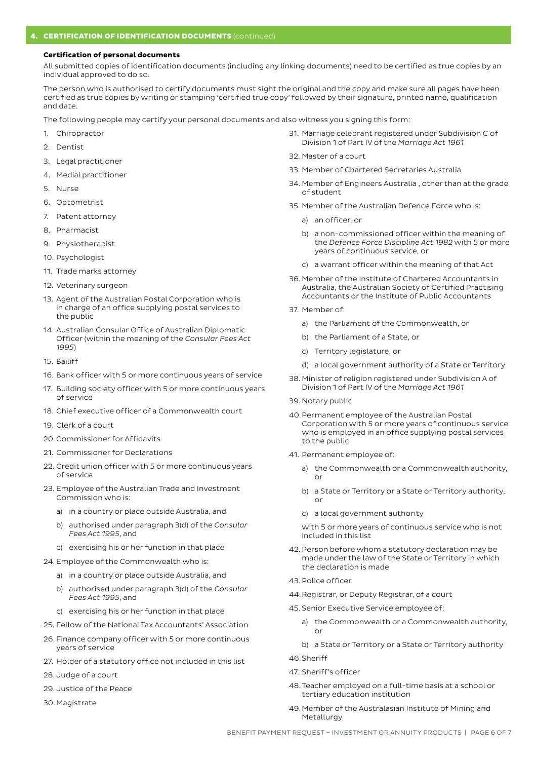## 4. CERTIFICATION OF IDENTIFICATION DOCUMENTS (continued)

**Certification of personal documents**

All submitted copies of identification documents (including any linking documents) need to be certified as true copies by an individual approved to do so.

The person who is authorised to certify documents must sight the original and the copy and make sure all pages have been certified as true copies by writing or stamping 'certified true copy' followed by their signature, printed name, qualification and date.

The following people may certify your personal documents and also witness you signing this form:

1. Chiropractor
2. Dentist
3. Legal practitioner
4. Medial practitioner
5. Nurse
6. Optometrist
7. Patent attorney
8. Pharmacist
9. Physiotherapist
10. Psychologist
11. Trade marks attorney
12. Veterinary surgeon
13. Agent of the Australian Postal Corporation who is in charge of an office supplying postal services to the public
14. Australian Consular Office of Australian Diplomatic Officer (within the meaning of the *Consular Fees Act 1995*)
15. Bailiff
16. Bank officer with 5 or more continuous years of service
17. Building society officer with 5 or more continuous years of service
18. Chief executive officer of a Commonwealth court
19. Clerk of a court
20. Commissioner for Affidavits
21. Commissioner for Declarations
22. Credit union officer with 5 or more continuous years of service
23. Employee of the Australian Trade and Investment Commission who is:
    a) in a country or place outside Australia, and
    b) authorised under paragraph 3(d) of the *Consular Fees Act 1995*, and
    c) exercising his or her function in that place
24. Employee of the Commonwealth who is:
    a) in a country or place outside Australia, and
    b) authorised under paragraph 3(d) of the *Consular Fees Act 1995*, and
    c) exercising his or her function in that place
25. Fellow of the National Tax Accountants' Association
26. Finance company officer with 5 or more continuous years of service
27. Holder of a statutory office not included in this list
28. Judge of a court
29. Justice of the Peace
30. Magistrate
31. Marriage celebrant registered under Subdivision C of Division 1 of Part IV of the *Marriage Act 1961*
32. Master of a court
33. Member of Chartered Secretaries Australia
34. Member of Engineers Australia , other than at the grade of student
35. Member of the Australian Defence Force who is:
    a) an officer, or
    b) a non-commissioned officer within the meaning of the *Defence Force Discipline Act 1982* with 5 or more years of continuous service, or
    c) a warrant officer within the meaning of that Act
36. Member of the Institute of Chartered Accountants in Australia, the Australian Society of Certified Practising Accountants or the Institute of Public Accountants
37. Member of:
    a) the Parliament of the Commonwealth, or
    b) the Parliament of a State, or
    c) Territory legislature, or
    d) a local government authority of a State or Territory
38. Minister of religion registered under Subdivision A of Division 1 of Part IV of the *Marriage Act 1961*
39. Notary public
40. Permanent employee of the Australian Postal Corporation with 5 or more years of continuous service who is employed in an office supplying postal services to the public
41. Permanent employee of:
    a) the Commonwealth or a Commonwealth authority, or
    b) a State or Territory or a State or Territory authority, or
    c) a local government authority

    with 5 or more years of continuous service who is not included in this list
42. Person before whom a statutory declaration may be made under the law of the State or Territory in which the declaration is made
43. Police officer
44. Registrar, or Deputy Registrar, of a court
45. Senior Executive Service employee of:
    a) the Commonwealth or a Commonwealth authority, or
    b) a State or Territory or a State or Territory authority
46. Sheriff
47. Sheriff's officer
48. Teacher employed on a full-time basis at a school or tertiary education institution
49. Member of the Australasian Institute of Mining and Metallurgy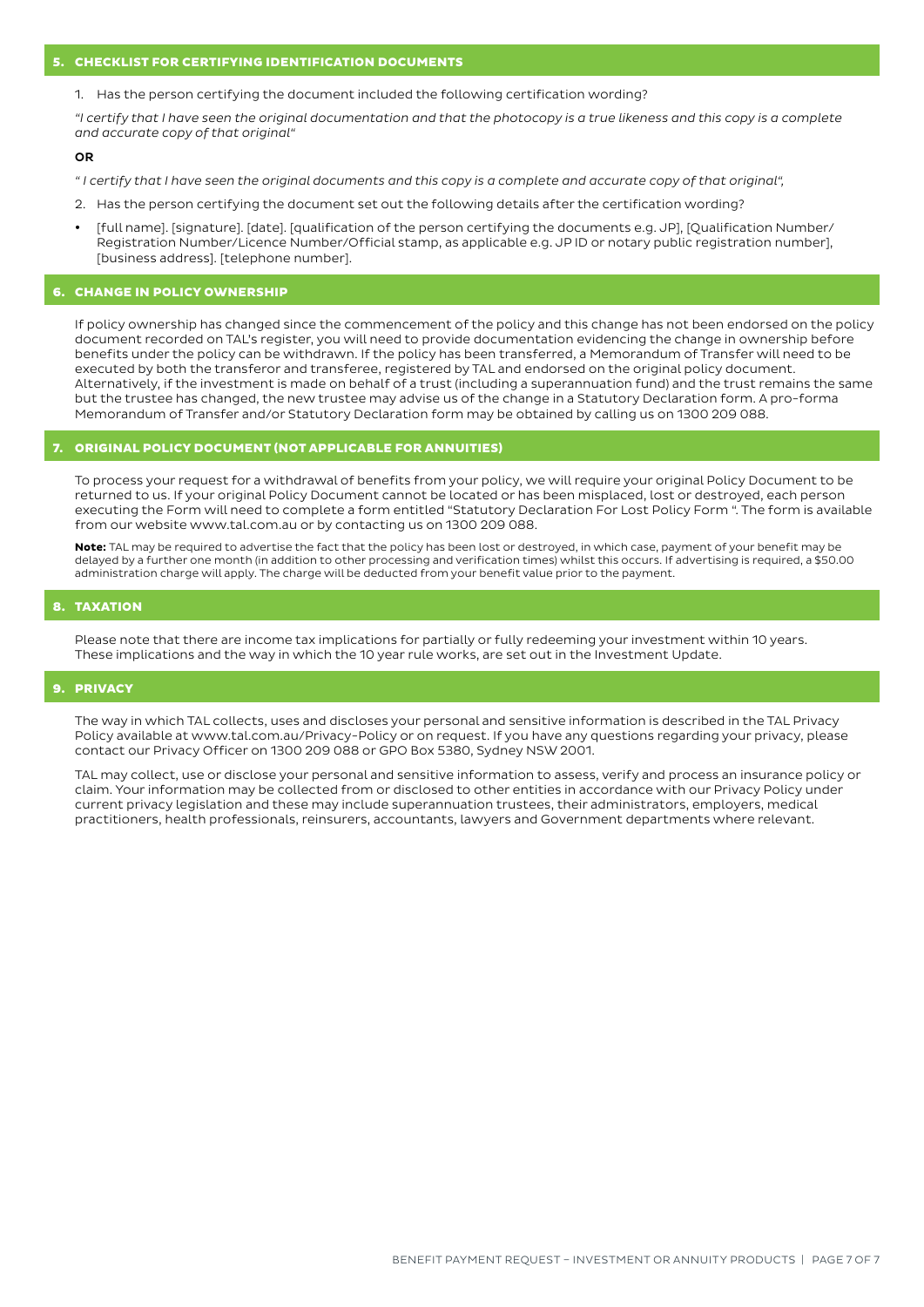## 5. CHECKLIST FOR CERTIFYING IDENTIFICATION DOCUMENTS

1. Has the person certifying the document included the following certification wording?

*"I certify that I have seen the original documentation and that the photocopy is a true likeness and this copy is a complete and accurate copy of that original"*

**OR**

*" I certify that I have seen the original documents and this copy is a complete and accurate copy of that original",*

2. Has the person certifying the document set out the following details after the certification wording?

- [full name]. [signature]. [date]. [qualification of the person certifying the documents e.g. JP], [Qualification Number/ Registration Number/Licence Number/Official stamp, as applicable e.g. JP ID or notary public registration number], [business address]. [telephone number].

## 6. CHANGE IN POLICY OWNERSHIP

If policy ownership has changed since the commencement of the policy and this change has not been endorsed on the policy document recorded on TAL's register, you will need to provide documentation evidencing the change in ownership before benefits under the policy can be withdrawn. If the policy has been transferred, a Memorandum of Transfer will need to be executed by both the transferor and transferee, registered by TAL and endorsed on the original policy document. Alternatively, if the investment is made on behalf of a trust (including a superannuation fund) and the trust remains the same but the trustee has changed, the new trustee may advise us of the change in a Statutory Declaration form. A pro-forma Memorandum of Transfer and/or Statutory Declaration form may be obtained by calling us on 1300 209 088.

## 7. ORIGINAL POLICY DOCUMENT (NOT APPLICABLE FOR ANNUITIES)

To process your request for a withdrawal of benefits from your policy, we will require your original Policy Document to be returned to us. If your original Policy Document cannot be located or has been misplaced, lost or destroyed, each person executing the Form will need to complete a form entitled "Statutory Declaration For Lost Policy Form ". The form is available from our website www.tal.com.au or by contacting us on 1300 209 088.

**Note:** TAL may be required to advertise the fact that the policy has been lost or destroyed, in which case, payment of your benefit may be delayed by a further one month (in addition to other processing and verification times) whilst this occurs. If advertising is required, a $50.00 administration charge will apply. The charge will be deducted from your benefit value prior to the payment.

## 8. TAXATION

Please note that there are income tax implications for partially or fully redeeming your investment within 10 years. These implications and the way in which the 10 year rule works, are set out in the Investment Update.

## 9. PRIVACY

The way in which TAL collects, uses and discloses your personal and sensitive information is described in the TAL Privacy Policy available at www.tal.com.au/Privacy-Policy or on request. If you have any questions regarding your privacy, please contact our Privacy Officer on 1300 209 088 or GPO Box 5380, Sydney NSW 2001.

TAL may collect, use or disclose your personal and sensitive information to assess, verify and process an insurance policy or claim. Your information may be collected from or disclosed to other entities in accordance with our Privacy Policy under current privacy legislation and these may include superannuation trustees, their administrators, employers, medical practitioners, health professionals, reinsurers, accountants, lawyers and Government departments where relevant.